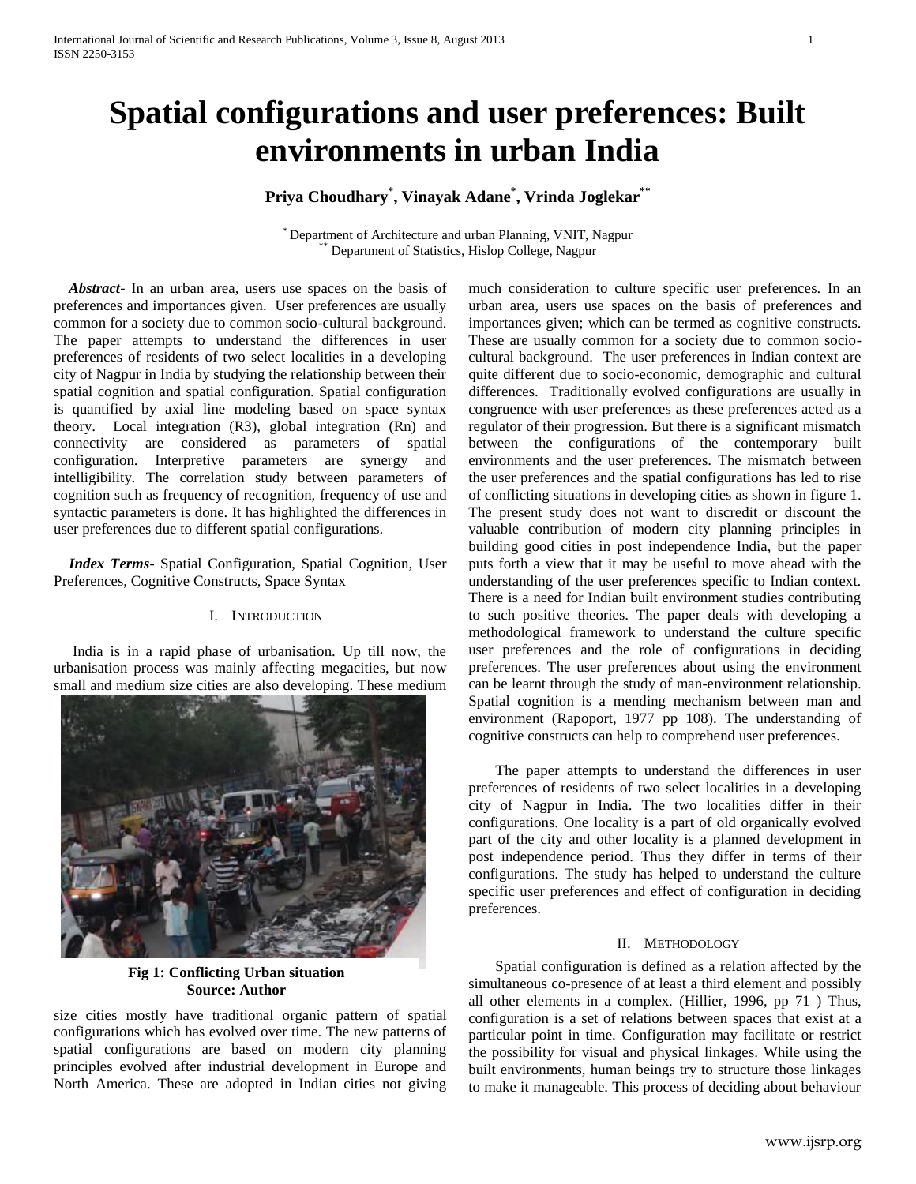# Spatial configurations and user preferences: Built environments in urban India

**Priya Choudhary[*], Vinayak Adane[*], Vrinda Joglekar[**]**

[*] Department of Architecture and urban Planning, VNIT, Nagpur
[**] Department of Statistics, Hislop College, Nagpur

***Abstract-*** In an urban area, users use spaces on the basis of preferences and importances given. User preferences are usually common for a society due to common socio-cultural background. The paper attempts to understand the differences in user preferences of residents of two select localities in a developing city of Nagpur in India by studying the relationship between their spatial cognition and spatial configuration. Spatial configuration is quantified by axial line modeling based on space syntax theory. Local integration (R3), global integration (Rn) and connectivity are considered as parameters of spatial configuration. Interpretive parameters are synergy and intelligibility. The correlation study between parameters of cognition such as frequency of recognition, frequency of use and syntactic parameters is done. It has highlighted the differences in user preferences due to different spatial configurations.

***Index Terms*-** Spatial Configuration, Spatial Cognition, User Preferences, Cognitive Constructs, Space Syntax

## I. Introduction

India is in a rapid phase of urbanisation. Up till now, the urbanisation process was mainly affecting megacities, but now small and medium size cities are also developing. These medium size cities mostly have traditional organic pattern of spatial configurations which has evolved over time. The new patterns of spatial configurations are based on modern city planning principles evolved after industrial development in Europe and North America. These are adopted in Indian cities not giving much consideration to culture specific user preferences. In an urban area, users use spaces on the basis of preferences and importances given; which can be termed as cognitive constructs. These are usually common for a society due to common socio-cultural background. The user preferences in Indian context are quite different due to socio-economic, demographic and cultural differences. Traditionally evolved configurations are usually in congruence with user preferences as these preferences acted as a regulator of their progression. But there is a significant mismatch between the configurations of the contemporary built environments and the user preferences. The mismatch between the user preferences and the spatial configurations has led to rise of conflicting situations in developing cities as shown in figure 1. The present study does not want to discredit or discount the valuable contribution of modern city planning principles in building good cities in post independence India, but the paper puts forth a view that it may be useful to move ahead with the understanding of the user preferences specific to Indian context. There is a need for Indian built environment studies contributing to such positive theories. The paper deals with developing a methodological framework to understand the culture specific user preferences and the role of configurations in deciding preferences. The user preferences about using the environment can be learnt through the study of man-environment relationship. Spatial cognition is a mending mechanism between man and environment (Rapoport, 1977 pp 108). The understanding of cognitive constructs can help to comprehend user preferences.

**Fig 1: Conflicting Urban situation**
**Source: Author**

The paper attempts to understand the differences in user preferences of residents of two select localities in a developing city of Nagpur in India. The two localities differ in their configurations. One locality is a part of old organically evolved part of the city and other locality is a planned development in post independence period. Thus they differ in terms of their configurations. The study has helped to understand the culture specific user preferences and effect of configuration in deciding preferences.

## II. Methodology

Spatial configuration is defined as a relation affected by the simultaneous co-presence of at least a third element and possibly all other elements in a complex. (Hillier, 1996, pp 71 ) Thus, configuration is a set of relations between spaces that exist at a particular point in time. Configuration may facilitate or restrict the possibility for visual and physical linkages. While using the built environments, human beings try to structure those linkages to make it manageable. This process of deciding about behaviour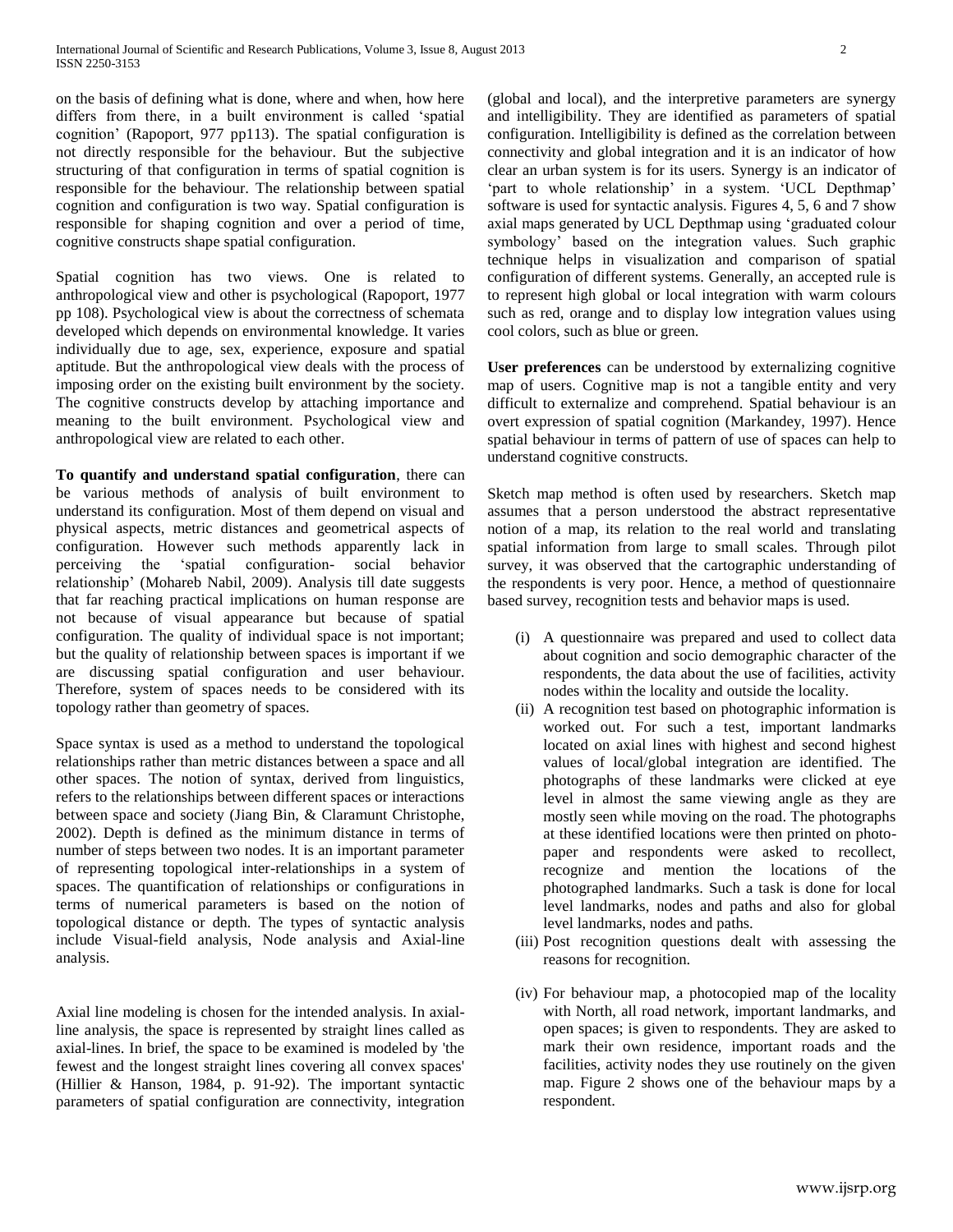on the basis of defining what is done, where and when, how here differs from there, in a built environment is called 'spatial cognition' (Rapoport, 977 pp113). The spatial configuration is not directly responsible for the behaviour. But the subjective structuring of that configuration in terms of spatial cognition is responsible for the behaviour. The relationship between spatial cognition and configuration is two way. Spatial configuration is responsible for shaping cognition and over a period of time, cognitive constructs shape spatial configuration.

Spatial cognition has two views. One is related to anthropological view and other is psychological (Rapoport, 1977 pp 108). Psychological view is about the correctness of schemata developed which depends on environmental knowledge. It varies individually due to age, sex, experience, exposure and spatial aptitude. But the anthropological view deals with the process of imposing order on the existing built environment by the society. The cognitive constructs develop by attaching importance and meaning to the built environment. Psychological view and anthropological view are related to each other.

**To quantify and understand spatial configuration**, there can be various methods of analysis of built environment to understand its configuration. Most of them depend on visual and physical aspects, metric distances and geometrical aspects of configuration. However such methods apparently lack in perceiving the 'spatial configuration- social behavior relationship' (Mohareb Nabil, 2009). Analysis till date suggests that far reaching practical implications on human response are not because of visual appearance but because of spatial configuration. The quality of individual space is not important; but the quality of relationship between spaces is important if we are discussing spatial configuration and user behaviour. Therefore, system of spaces needs to be considered with its topology rather than geometry of spaces.

Space syntax is used as a method to understand the topological relationships rather than metric distances between a space and all other spaces. The notion of syntax, derived from linguistics, refers to the relationships between different spaces or interactions between space and society (Jiang Bin, & Claramunt Christophe, 2002). Depth is defined as the minimum distance in terms of number of steps between two nodes. It is an important parameter of representing topological inter-relationships in a system of spaces. The quantification of relationships or configurations in terms of numerical parameters is based on the notion of topological distance or depth. The types of syntactic analysis include Visual-field analysis, Node analysis and Axial-line analysis.

Axial line modeling is chosen for the intended analysis. In axial-line analysis, the space is represented by straight lines called as axial-lines. In brief, the space to be examined is modeled by 'the fewest and the longest straight lines covering all convex spaces' (Hillier & Hanson, 1984, p. 91-92). The important syntactic parameters of spatial configuration are connectivity, integration (global and local), and the interpretive parameters are synergy and intelligibility. They are identified as parameters of spatial configuration. Intelligibility is defined as the correlation between connectivity and global integration and it is an indicator of how clear an urban system is for its users. Synergy is an indicator of 'part to whole relationship' in a system. 'UCL Depthmap' software is used for syntactic analysis. Figures 4, 5, 6 and 7 show axial maps generated by UCL Depthmap using 'graduated colour symbology' based on the integration values. Such graphic technique helps in visualization and comparison of spatial configuration of different systems. Generally, an accepted rule is to represent high global or local integration with warm colours such as red, orange and to display low integration values using cool colors, such as blue or green.

**User preferences** can be understood by externalizing cognitive map of users. Cognitive map is not a tangible entity and very difficult to externalize and comprehend. Spatial behaviour is an overt expression of spatial cognition (Markandey, 1997). Hence spatial behaviour in terms of pattern of use of spaces can help to understand cognitive constructs.

Sketch map method is often used by researchers. Sketch map assumes that a person understood the abstract representative notion of a map, its relation to the real world and translating spatial information from large to small scales. Through pilot survey, it was observed that the cartographic understanding of the respondents is very poor. Hence, a method of questionnaire based survey, recognition tests and behavior maps is used.

(i) A questionnaire was prepared and used to collect data about cognition and socio demographic character of the respondents, the data about the use of facilities, activity nodes within the locality and outside the locality.

(ii) A recognition test based on photographic information is worked out. For such a test, important landmarks located on axial lines with highest and second highest values of local/global integration are identified. The photographs of these landmarks were clicked at eye level in almost the same viewing angle as they are mostly seen while moving on the road. The photographs at these identified locations were then printed on photo-paper and respondents were asked to recollect, recognize and mention the locations of the photographed landmarks. Such a task is done for local level landmarks, nodes and paths and also for global level landmarks, nodes and paths.

(iii) Post recognition questions dealt with assessing the reasons for recognition.

(iv) For behaviour map, a photocopied map of the locality with North, all road network, important landmarks, and open spaces; is given to respondents. They are asked to mark their own residence, important roads and the facilities, activity nodes they use routinely on the given map. Figure 2 shows one of the behaviour maps by a respondent.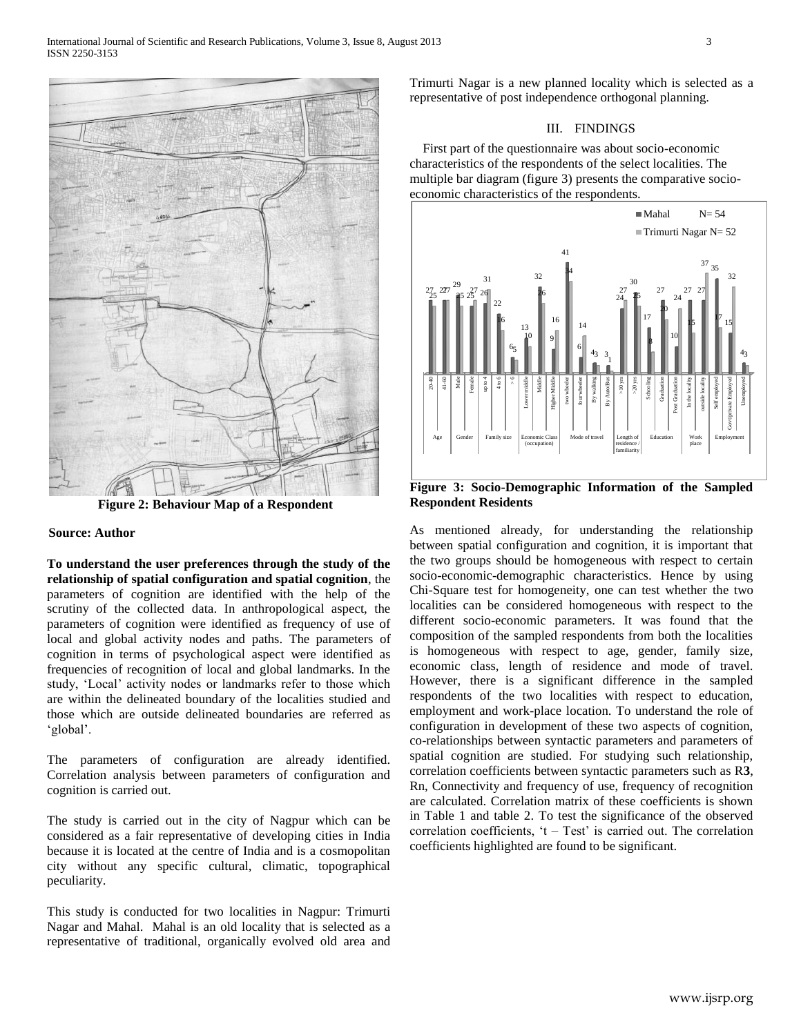Figure 2: Behaviour Map of a Respondent

**Source: Author**

**To understand the user preferences through the study of the relationship of spatial configuration and spatial cognition**, the parameters of cognition are identified with the help of the scrutiny of the collected data. In anthropological aspect, the parameters of cognition were identified as frequency of use of local and global activity nodes and paths. The parameters of cognition in terms of psychological aspect were identified as frequencies of recognition of local and global landmarks. In the study, 'Local' activity nodes or landmarks refer to those which are within the delineated boundary of the localities studied and those which are outside delineated boundaries are referred as 'global'.

The parameters of configuration are already identified. Correlation analysis between parameters of configuration and cognition is carried out.

The study is carried out in the city of Nagpur which can be considered as a fair representative of developing cities in India because it is located at the centre of India and is a cosmopolitan city without any specific cultural, climatic, topographical peculiarity.

This study is conducted for two localities in Nagpur: Trimurti Nagar and Mahal. Mahal is an old locality that is selected as a representative of traditional, organically evolved old area and Trimurti Nagar is a new planned locality which is selected as a representative of post independence orthogonal planning.

## III. FINDINGS

First part of the questionnaire was about socio-economic characteristics of the respondents of the select localities. The multiple bar diagram (figure 3) presents the comparative socio-economic characteristics of the respondents.

**Figure 3: Socio-Demographic Information of the Sampled Respondent Residents**

As mentioned already, for understanding the relationship between spatial configuration and cognition, it is important that the two groups should be homogeneous with respect to certain socio-economic-demographic characteristics. Hence by using Chi-Square test for homogeneity, one can test whether the two localities can be considered homogeneous with respect to the different socio-economic parameters. It was found that the composition of the sampled respondents from both the localities is homogeneous with respect to age, gender, family size, economic class, length of residence and mode of travel. However, there is a significant difference in the sampled respondents of the two localities with respect to education, employment and work-place location. To understand the role of configuration in development of these two aspects of cognition, co-relationships between syntactic parameters and parameters of spatial cognition are studied. For studying such relationship, correlation coefficients between syntactic parameters such as R**3**, Rn, Connectivity and frequency of use, frequency of recognition are calculated. Correlation matrix of these coefficients is shown in Table 1 and table 2. To test the significance of the observed correlation coefficients, 't – Test' is carried out. The correlation coefficients highlighted are found to be significant.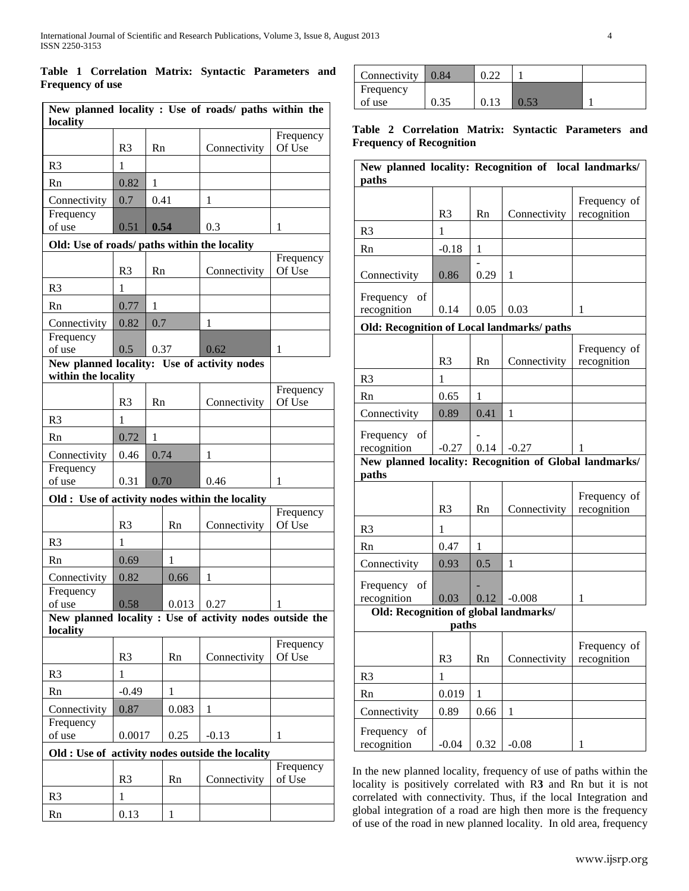**Table 1 Correlation Matrix: Syntactic Parameters and Frequency of use**

| New planned locality : Use of roads/ paths within the locality | | | | |
|---|---|---|---|---|
| | R3 | Rn | Connectivity | Frequency Of Use |
| R3 | 1 | | | |
| Rn | 0.82 | 1 | | |
| Connectivity | 0.7 | 0.41 | 1 | |
| Frequency of use | 0.51 | **0.54** | 0.3 | 1 |
| **Old: Use of roads/ paths within the locality** | | | | |
| | R3 | Rn | Connectivity | Frequency Of Use |
| R3 | 1 | | | |
| Rn | 0.77 | 1 | | |
| Connectivity | 0.82 | 0.7 | 1 | |
| Frequency of use | 0.5 | 0.37 | 0.62 | 1 |
| **New planned locality: Use of activity nodes within the locality** | | | | |
| | R3 | Rn | Connectivity | Frequency Of Use |
| R3 | 1 | | | |
| Rn | 0.72 | 1 | | |
| Connectivity | 0.46 | 0.74 | 1 | |
| Frequency of use | 0.31 | 0.70 | 0.46 | 1 |
| **Old : Use of activity nodes within the locality** | | | | |
| | R3 | Rn | Connectivity | Frequency Of Use |
| R3 | 1 | | | |
| Rn | 0.69 | 1 | | |
| Connectivity | 0.82 | 0.66 | 1 | |
| Frequency of use | 0.58 | 0.013 | 0.27 | 1 |
| **New planned locality : Use of activity nodes outside the locality** | | | | |
| | R3 | Rn | Connectivity | Frequency Of Use |
| R3 | 1 | | | |
| Rn | -0.49 | 1 | | |
| Connectivity | 0.87 | 0.083 | 1 | |
| Frequency of use | 0.0017 | 0.25 | -0.13 | 1 |
| **Old : Use of activity nodes outside the locality** | | | | |
| | R3 | Rn | Connectivity | Frequency of Use |
| R3 | 1 | | | |
| Rn | 0.13 | 1 | | |
| Connectivity | 0.84 | 0.22 | 1 | |
| Frequency of use | 0.35 | 0.13 | 0.53 | 1 |

**Table 2 Correlation Matrix: Syntactic Parameters and Frequency of Recognition**

| New planned locality: Recognition of local landmarks/ paths | | | | |
|---|---|---|---|---|
| | R3 | Rn | Connectivity | Frequency of recognition |
| R3 | 1 | | | |
| Rn | -0.18 | 1 | | |
| Connectivity | 0.86 | -0.29 | 1 | |
| Frequency of recognition | 0.14 | 0.05 | 0.03 | 1 |
| **Old: Recognition of Local landmarks/ paths** | | | | |
| | R3 | Rn | Connectivity | Frequency of recognition |
| R3 | 1 | | | |
| Rn | 0.65 | 1 | | |
| Connectivity | 0.89 | 0.41 | 1 | |
| Frequency of recognition | -0.27 | -0.14 | -0.27 | 1 |
| **New planned locality: Recognition of Global landmarks/ paths** | | | | |
| | R3 | Rn | Connectivity | Frequency of recognition |
| R3 | 1 | | | |
| Rn | 0.47 | 1 | | |
| Connectivity | 0.93 | 0.5 | 1 | |
| Frequency of recognition | 0.03 | -0.12 | -0.008 | 1 |
| **Old: Recognition of global landmarks/ paths** | | | | |
| | R3 | Rn | Connectivity | Frequency of recognition |
| R3 | 1 | | | |
| Rn | 0.019 | 1 | | |
| Connectivity | 0.89 | 0.66 | 1 | |
| Frequency of recognition | -0.04 | 0.32 | -0.08 | 1 |

In the new planned locality, frequency of use of paths within the locality is positively correlated with R**3** and Rn but it is not correlated with connectivity. Thus, if the local Integration and global integration of a road are high then more is the frequency of use of the road in new planned locality. In old area, frequency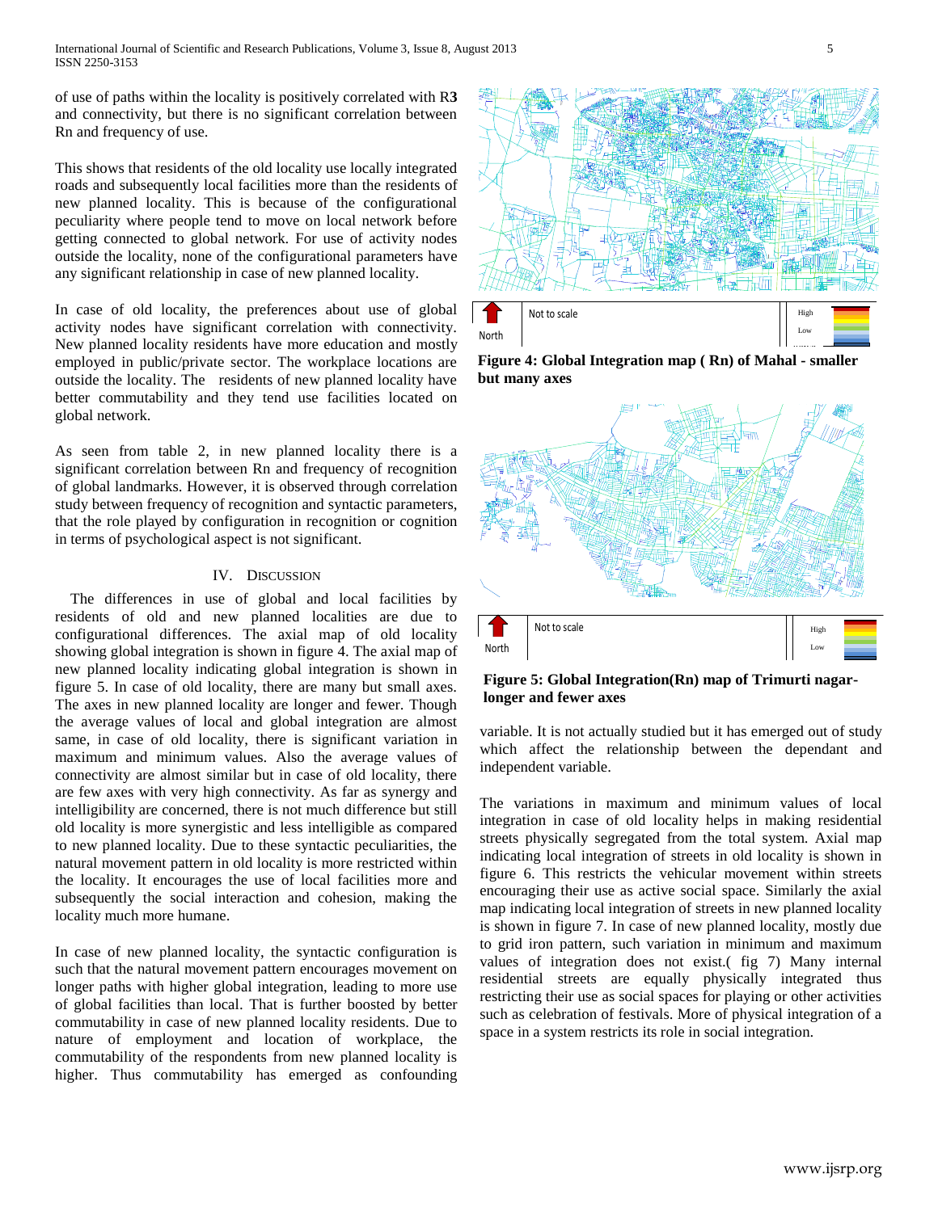of use of paths within the locality is positively correlated with R**3** and connectivity, but there is no significant correlation between Rn and frequency of use.

This shows that residents of the old locality use locally integrated roads and subsequently local facilities more than the residents of new planned locality. This is because of the configurational peculiarity where people tend to move on local network before getting connected to global network. For use of activity nodes outside the locality, none of the configurational parameters have any significant relationship in case of new planned locality.

In case of old locality, the preferences about use of global activity nodes have significant correlation with connectivity. New planned locality residents have more education and mostly employed in public/private sector. The workplace locations are outside the locality. The residents of new planned locality have better commutability and they tend use facilities located on global network.

As seen from table 2, in new planned locality there is a significant correlation between Rn and frequency of recognition of global landmarks. However, it is observed through correlation study between frequency of recognition and syntactic parameters, that the role played by configuration in recognition or cognition in terms of psychological aspect is not significant.

## IV. Discussion

The differences in use of global and local facilities by residents of old and new planned localities are due to configurational differences. The axial map of old locality showing global integration is shown in figure 4. The axial map of new planned locality indicating global integration is shown in figure 5. In case of old locality, there are many but small axes. The axes in new planned locality are longer and fewer. Though the average values of local and global integration are almost same, in case of old locality, there is significant variation in maximum and minimum values. Also the average values of connectivity are almost similar but in case of old locality, there are few axes with very high connectivity. As far as synergy and intelligibility are concerned, there is not much difference but still old locality is more synergistic and less intelligible as compared to new planned locality. Due to these syntactic peculiarities, the natural movement pattern in old locality is more restricted within the locality. It encourages the use of local facilities more and subsequently the social interaction and cohesion, making the locality much more humane.

In case of new planned locality, the syntactic configuration is such that the natural movement pattern encourages movement on longer paths with higher global integration, leading to more use of global facilities than local. That is further boosted by better commutability in case of new planned locality residents. Due to nature of employment and location of workplace, the commutability of the respondents from new planned locality is higher. Thus commutability has emerged as confounding variable. It is not actually studied but it has emerged out of study which affect the relationship between the dependant and independent variable.

North | Not to scale | High / Low

**Figure 4: Global Integration map ( Rn) of Mahal - smaller but many axes**

North | Not to scale | High / Low

**Figure 5: Global Integration(Rn) map of Trimurti nagar- longer and fewer axes**

The variations in maximum and minimum values of local integration in case of old locality helps in making residential streets physically segregated from the total system. Axial map indicating local integration of streets in old locality is shown in figure 6. This restricts the vehicular movement within streets encouraging their use as active social space. Similarly the axial map indicating local integration of streets in new planned locality is shown in figure 7. In case of new planned locality, mostly due to grid iron pattern, such variation in minimum and maximum values of integration does not exist.( fig 7) Many internal residential streets are equally physically integrated thus restricting their use as social spaces for playing or other activities such as celebration of festivals. More of physical integration of a space in a system restricts its role in social integration.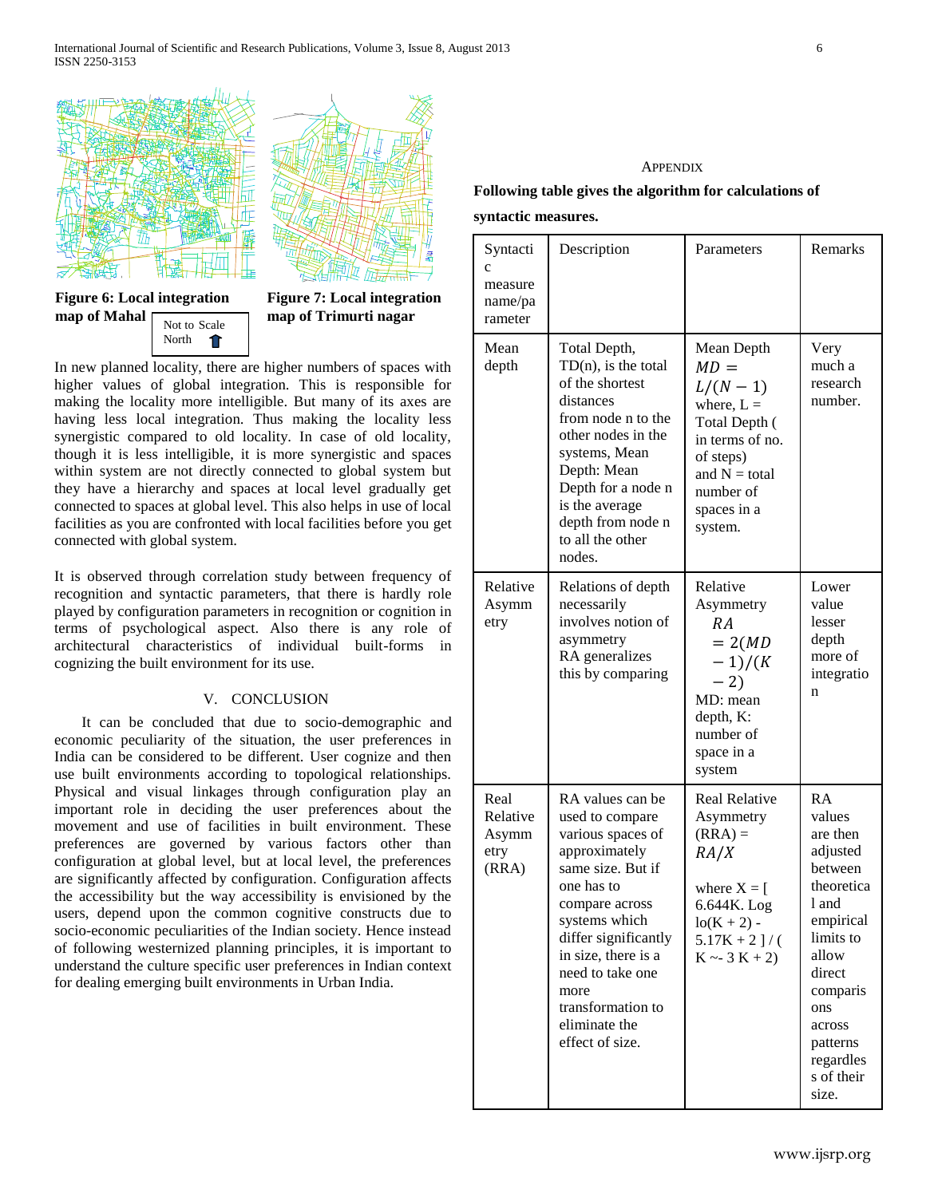**Figure 6: Local integration map of Mahal**

Not to Scale
North

**Figure 7: Local integration map of Trimurti nagar**

In new planned locality, there are higher numbers of spaces with higher values of global integration. This is responsible for making the locality more intelligible. But many of its axes are having less local integration. Thus making the locality less synergistic compared to old locality. In case of old locality, though it is less intelligible, it is more synergistic and spaces within system are not directly connected to global system but they have a hierarchy and spaces at local level gradually get connected to spaces at global level. This also helps in use of local facilities as you are confronted with local facilities before you get connected with global system.

It is observed through correlation study between frequency of recognition and syntactic parameters, that there is hardly role played by configuration parameters in recognition or cognition in terms of psychological aspect. Also there is any role of architectural characteristics of individual built-forms in cognizing the built environment for its use.

## V. CONCLUSION

It can be concluded that due to socio-demographic and economic peculiarity of the situation, the user preferences in India can be considered to be different. User cognize and then use built environments according to topological relationships. Physical and visual linkages through configuration play an important role in deciding the user preferences about the movement and use of facilities in built environment. These preferences are governed by various factors other than configuration at global level, but at local level, the preferences are significantly affected by configuration. Configuration affects the accessibility but the way accessibility is envisioned by the users, depend upon the common cognitive constructs due to socio-economic peculiarities of the Indian society. Hence instead of following westernized planning principles, it is important to understand the culture specific user preferences in Indian context for dealing emerging built environments in Urban India.

## APPENDIX

**Following table gives the algorithm for calculations of syntactic measures.**

| Syntactic measure name/parameter | Description | Parameters | Remarks |
|---|---|---|---|
| Mean depth | Total Depth, TD(n), is the total of the shortest distances from node n to the other nodes in the systems, Mean Depth: Mean Depth for a node n is the average depth from node n to all the other nodes. | Mean Depth $MD = L/(N-1)$ where, L = Total Depth ( in terms of no. of steps) and N = total number of spaces in a system. | Very much a research number. |
| Relative Asymmetry | Relations of depth necessarily involves notion of asymmetry RA generalizes this by comparing | Relative Asymmetry $RA = 2(MD-1)/(K-2)$ MD: mean depth, K: number of space in a system | Lower value lesser depth more of integration |
| Real Relative Asymmetry (RRA) | RA values can be used to compare various spaces of approximately same size. But if one has to compare across systems which differ significantly in size, there is a need to take one more transformation to eliminate the effect of size. | Real Relative Asymmetry (RRA) = $RA/X$ where X = [ 6.644K. Log lo(K + 2) - 5.17K + 2 ] / ( K ~- 3 K + 2) | RA values are then adjusted between theoretical and empirical limits to allow direct comparisons across patterns regardless of their size. |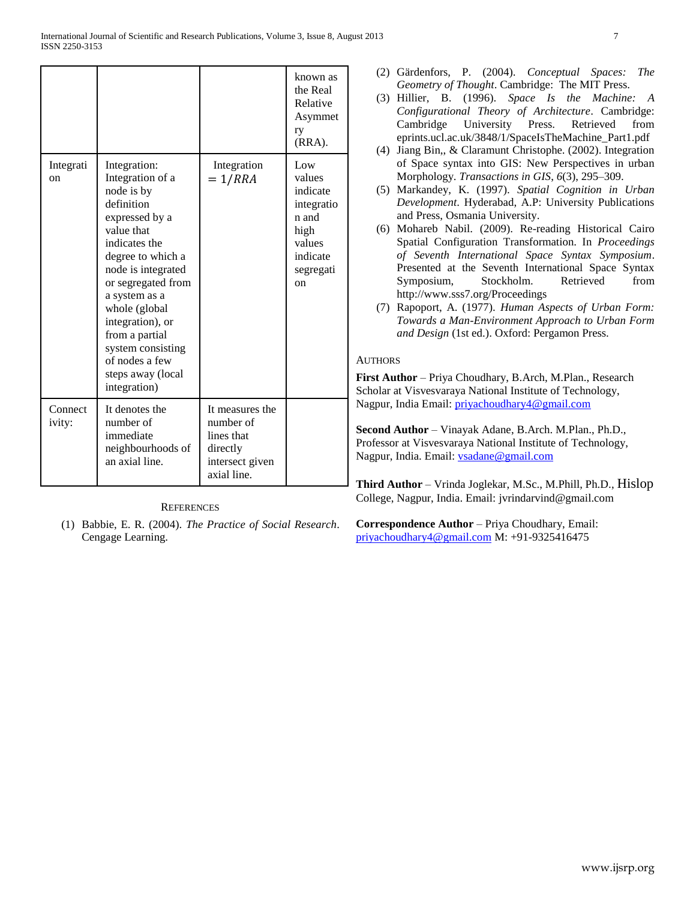| | | | |
|---|---|---|---|
| | | | known as the Real Relative Asymmetry (RRA). |
| Integration | Integration: Integration of a node is by definition expressed by a value that indicates the degree to which a node is integrated or segregated from a system as a whole (global integration), or from a partial system consisting of nodes a few steps away (local integration) | Integration $= 1/RRA$ | Low values indicate integration and high values indicate segregation |
| Connectivity: | It denotes the number of immediate neighbourhoods of an axial line. | It measures the number of lines that directly intersect given axial line. | |

## References

(1) Babbie, E. R. (2004). *The Practice of Social Research*. Cengage Learning.

(2) Gärdenfors, P. (2004). *Conceptual Spaces: The Geometry of Thought*. Cambridge: The MIT Press.

(3) Hillier, B. (1996). *Space Is the Machine: A Configurational Theory of Architecture*. Cambridge: Cambridge University Press. Retrieved from eprints.ucl.ac.uk/3848/1/SpaceIsTheMachine_Part1.pdf

(4) Jiang Bin,, & Claramunt Christophe. (2002). Integration of Space syntax into GIS: New Perspectives in urban Morphology. *Transactions in GIS*, *6*(3), 295–309.

(5) Markandey, K. (1997). *Spatial Cognition in Urban Development*. Hyderabad, A.P: University Publications and Press, Osmania University.

(6) Mohareb Nabil. (2009). Re-reading Historical Cairo Spatial Configuration Transformation. In *Proceedings of Seventh International Space Syntax Symposium*. Presented at the Seventh International Space Syntax Symposium, Stockholm. Retrieved from http://www.sss7.org/Proceedings

(7) Rapoport, A. (1977). *Human Aspects of Urban Form: Towards a Man-Environment Approach to Urban Form and Design* (1st ed.). Oxford: Pergamon Press.

## Authors

**First Author** – Priya Choudhary, B.Arch, M.Plan., Research Scholar at Visvesvaraya National Institute of Technology, Nagpur, India Email: priyachoudhary4@gmail.com

**Second Author** – Vinayak Adane, B.Arch. M.Plan., Ph.D., Professor at Visvesvaraya National Institute of Technology, Nagpur, India. Email: vsadane@gmail.com

**Third Author** – Vrinda Joglekar, M.Sc., M.Phill, Ph.D., Hislop College, Nagpur, India. Email: jvrindarvind@gmail.com

**Correspondence Author** – Priya Choudhary, Email: priyachoudhary4@gmail.com M: +91-9325416475